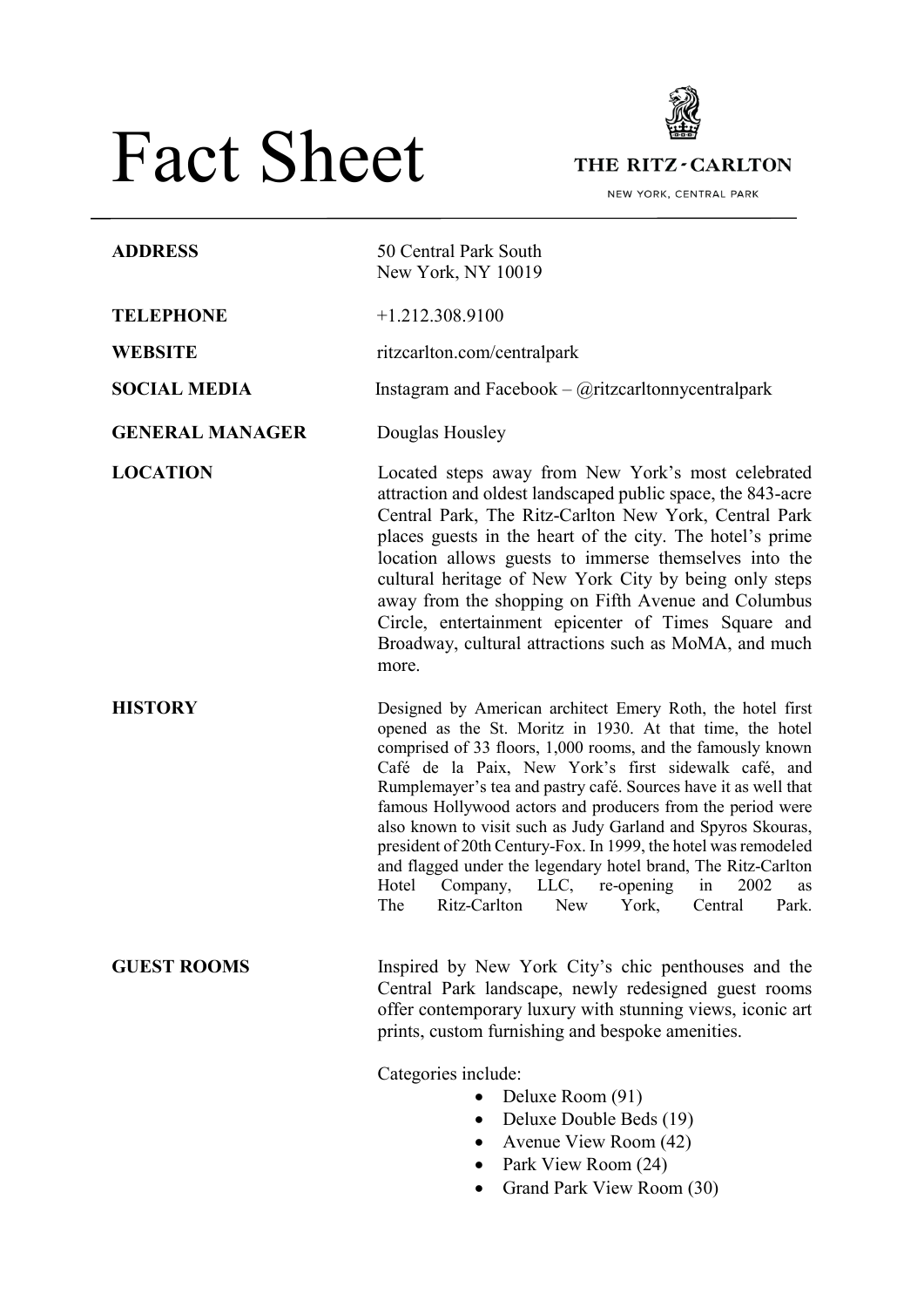# Fact Sheet

THE RITZ-CARLTON

NEW YORK, CENTRAL PARK

**ADDRESS**
50 Central Park South
New York, NY 10019

**TELEPHONE**
+1.212.308.9100

**WEBSITE**
ritzcarlton.com/centralpark

**SOCIAL MEDIA**
Instagram and Facebook – @ritzcarltonnycentralpark

**GENERAL MANAGER**
Douglas Housley

**LOCATION**
Located steps away from New York's most celebrated attraction and oldest landscaped public space, the 843-acre Central Park, The Ritz-Carlton New York, Central Park places guests in the heart of the city. The hotel's prime location allows guests to immerse themselves into the cultural heritage of New York City by being only steps away from the shopping on Fifth Avenue and Columbus Circle, entertainment epicenter of Times Square and Broadway, cultural attractions such as MoMA, and much more.

**HISTORY**
Designed by American architect Emery Roth, the hotel first opened as the St. Moritz in 1930. At that time, the hotel comprised of 33 floors, 1,000 rooms, and the famously known Café de la Paix, New York's first sidewalk café, and Rumplemayer's tea and pastry café. Sources have it as well that famous Hollywood actors and producers from the period were also known to visit such as Judy Garland and Spyros Skouras, president of 20th Century-Fox. In 1999, the hotel was remodeled and flagged under the legendary hotel brand, The Ritz-Carlton Hotel Company, LLC, re-opening in 2002 as The Ritz-Carlton New York, Central Park.

**GUEST ROOMS**
Inspired by New York City's chic penthouses and the Central Park landscape, newly redesigned guest rooms offer contemporary luxury with stunning views, iconic art prints, custom furnishing and bespoke amenities.

Categories include:

- Deluxe Room (91)
- Deluxe Double Beds (19)
- Avenue View Room (42)
- Park View Room (24)
- Grand Park View Room (30)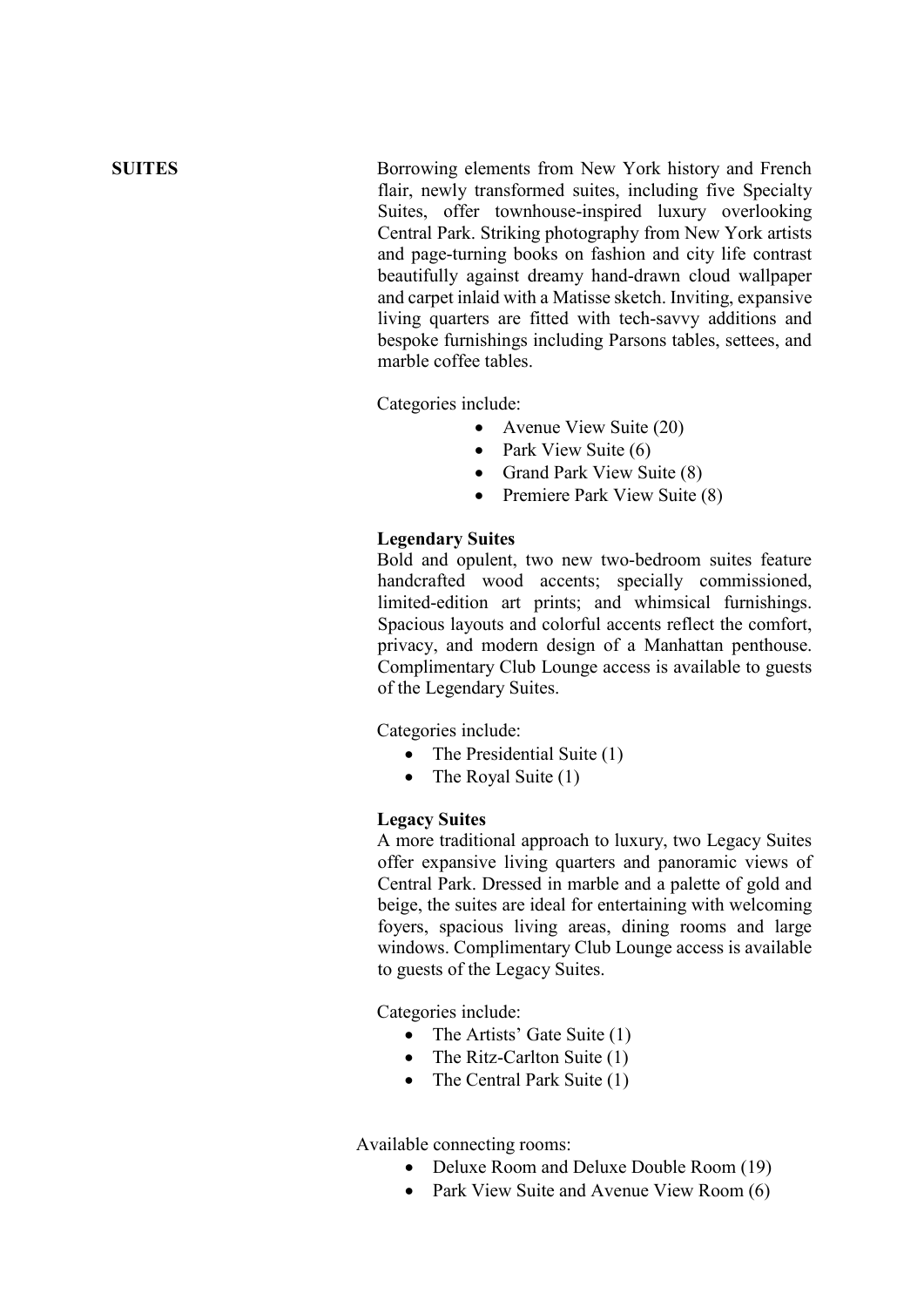## SUITES

Borrowing elements from New York history and French flair, newly transformed suites, including five Specialty Suites, offer townhouse-inspired luxury overlooking Central Park. Striking photography from New York artists and page-turning books on fashion and city life contrast beautifully against dreamy hand-drawn cloud wallpaper and carpet inlaid with a Matisse sketch. Inviting, expansive living quarters are fitted with tech-savvy additions and bespoke furnishings including Parsons tables, settees, and marble coffee tables.

Categories include:

- Avenue View Suite (20)
- Park View Suite (6)
- Grand Park View Suite (8)
- Premiere Park View Suite (8)

**Legendary Suites**

Bold and opulent, two new two-bedroom suites feature handcrafted wood accents; specially commissioned, limited-edition art prints; and whimsical furnishings. Spacious layouts and colorful accents reflect the comfort, privacy, and modern design of a Manhattan penthouse. Complimentary Club Lounge access is available to guests of the Legendary Suites.

Categories include:

- The Presidential Suite (1)
- The Royal Suite (1)

**Legacy Suites**

A more traditional approach to luxury, two Legacy Suites offer expansive living quarters and panoramic views of Central Park. Dressed in marble and a palette of gold and beige, the suites are ideal for entertaining with welcoming foyers, spacious living areas, dining rooms and large windows. Complimentary Club Lounge access is available to guests of the Legacy Suites.

Categories include:

- The Artists' Gate Suite (1)
- The Ritz-Carlton Suite (1)
- The Central Park Suite (1)

Available connecting rooms:

- Deluxe Room and Deluxe Double Room (19)
- Park View Suite and Avenue View Room (6)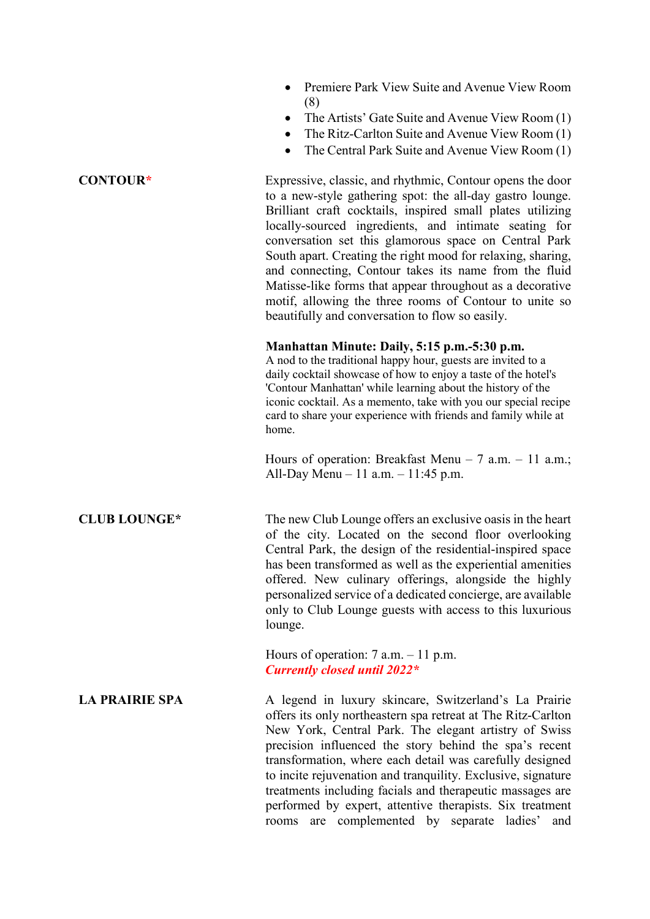- Premiere Park View Suite and Avenue View Room (8)
- The Artists' Gate Suite and Avenue View Room (1)
- The Ritz-Carlton Suite and Avenue View Room (1)
- The Central Park Suite and Avenue View Room (1)

**CONTOUR***

Expressive, classic, and rhythmic, Contour opens the door to a new-style gathering spot: the all-day gastro lounge. Brilliant craft cocktails, inspired small plates utilizing locally-sourced ingredients, and intimate seating for conversation set this glamorous space on Central Park South apart. Creating the right mood for relaxing, sharing, and connecting, Contour takes its name from the fluid Matisse-like forms that appear throughout as a decorative motif, allowing the three rooms of Contour to unite so beautifully and conversation to flow so easily.

**Manhattan Minute: Daily, 5:15 p.m.-5:30 p.m.**
A nod to the traditional happy hour, guests are invited to a daily cocktail showcase of how to enjoy a taste of the hotel's 'Contour Manhattan' while learning about the history of the iconic cocktail. As a memento, take with you our special recipe card to share your experience with friends and family while at home.

Hours of operation: Breakfast Menu – 7 a.m. – 11 a.m.; All-Day Menu – 11 a.m. – 11:45 p.m.

**CLUB LOUNGE***

The new Club Lounge offers an exclusive oasis in the heart of the city. Located on the second floor overlooking Central Park, the design of the residential-inspired space has been transformed as well as the experiential amenities offered. New culinary offerings, alongside the highly personalized service of a dedicated concierge, are available only to Club Lounge guests with access to this luxurious lounge.

Hours of operation: 7 a.m. – 11 p.m.
***Currently closed until 2022****

**LA PRAIRIE SPA**

A legend in luxury skincare, Switzerland's La Prairie offers its only northeastern spa retreat at The Ritz-Carlton New York, Central Park. The elegant artistry of Swiss precision influenced the story behind the spa's recent transformation, where each detail was carefully designed to incite rejuvenation and tranquility. Exclusive, signature treatments including facials and therapeutic massages are performed by expert, attentive therapists. Six treatment rooms are complemented by separate ladies' and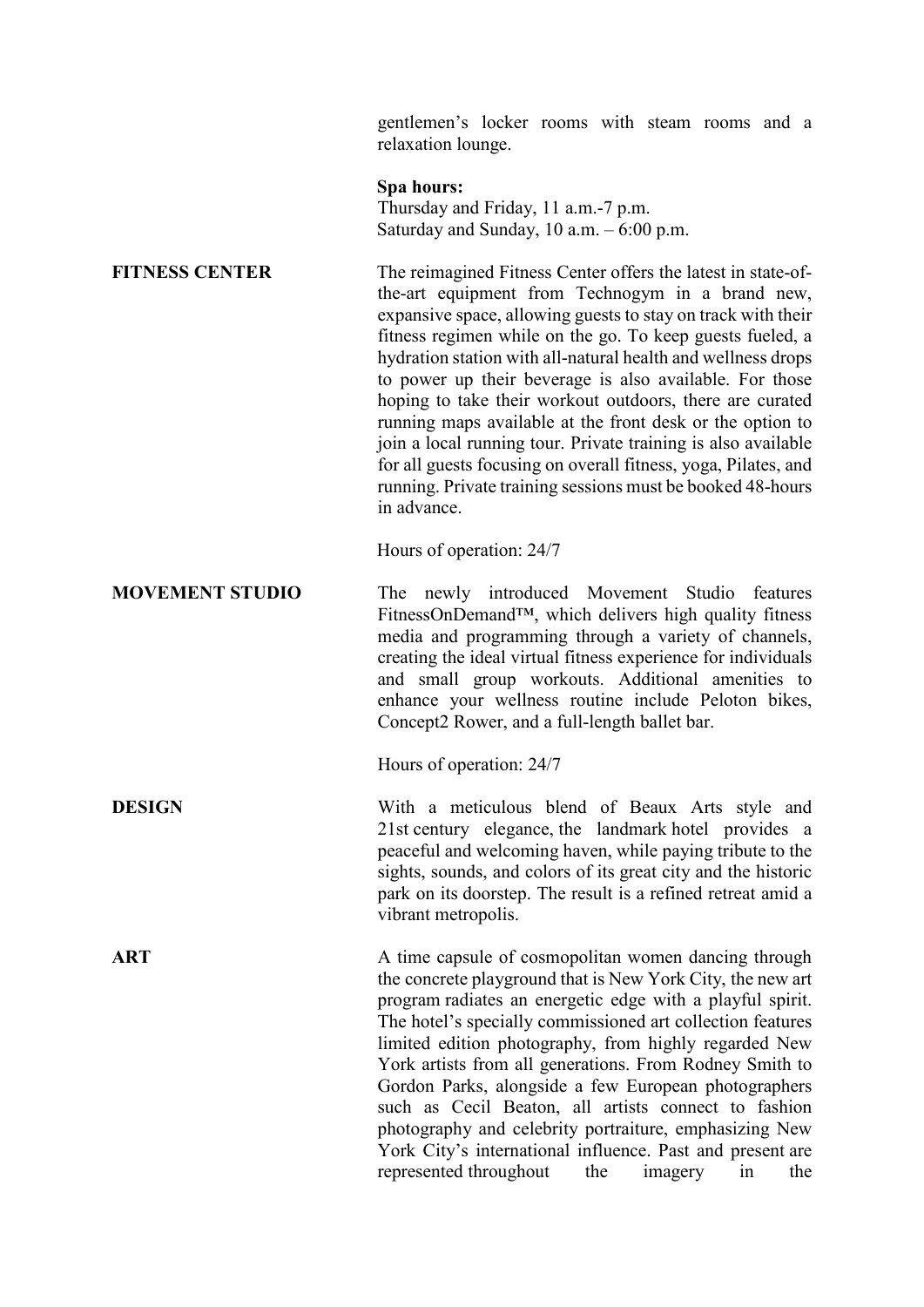gentlemen's locker rooms with steam rooms and a relaxation lounge.

**Spa hours:**
Thursday and Friday, 11 a.m.-7 p.m.
Saturday and Sunday, 10 a.m. – 6:00 p.m.

**FITNESS CENTER**

The reimagined Fitness Center offers the latest in state-of-the-art equipment from Technogym in a brand new, expansive space, allowing guests to stay on track with their fitness regimen while on the go. To keep guests fueled, a hydration station with all-natural health and wellness drops to power up their beverage is also available. For those hoping to take their workout outdoors, there are curated running maps available at the front desk or the option to join a local running tour. Private training is also available for all guests focusing on overall fitness, yoga, Pilates, and running. Private training sessions must be booked 48-hours in advance.

Hours of operation: 24/7

**MOVEMENT STUDIO**

The newly introduced Movement Studio features FitnessOnDemand™, which delivers high quality fitness media and programming through a variety of channels, creating the ideal virtual fitness experience for individuals and small group workouts. Additional amenities to enhance your wellness routine include Peloton bikes, Concept2 Rower, and a full-length ballet bar.

Hours of operation: 24/7

**DESIGN**

With a meticulous blend of Beaux Arts style and 21st century elegance, the landmark hotel provides a peaceful and welcoming haven, while paying tribute to the sights, sounds, and colors of its great city and the historic park on its doorstep. The result is a refined retreat amid a vibrant metropolis.

**ART**

A time capsule of cosmopolitan women dancing through the concrete playground that is New York City, the new art program radiates an energetic edge with a playful spirit. The hotel's specially commissioned art collection features limited edition photography, from highly regarded New York artists from all generations. From Rodney Smith to Gordon Parks, alongside a few European photographers such as Cecil Beaton, all artists connect to fashion photography and celebrity portraiture, emphasizing New York City's international influence. Past and present are represented throughout the imagery in the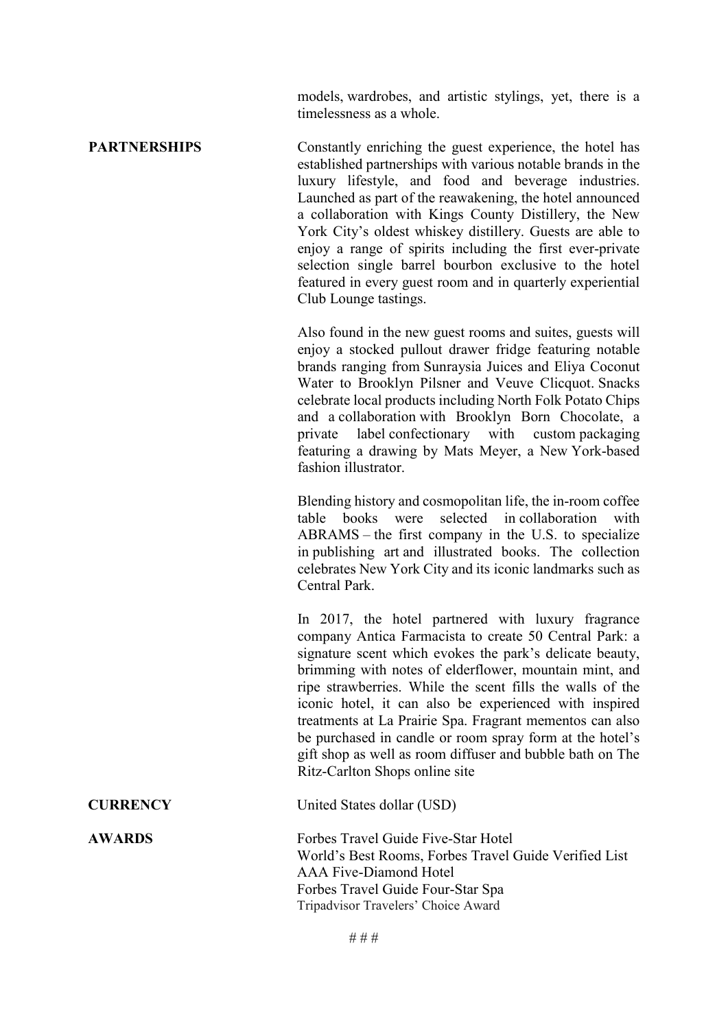models, wardrobes, and artistic stylings, yet, there is a timelessness as a whole.

**PARTNERSHIPS**

Constantly enriching the guest experience, the hotel has established partnerships with various notable brands in the luxury lifestyle, and food and beverage industries. Launched as part of the reawakening, the hotel announced a collaboration with Kings County Distillery, the New York City's oldest whiskey distillery. Guests are able to enjoy a range of spirits including the first ever-private selection single barrel bourbon exclusive to the hotel featured in every guest room and in quarterly experiential Club Lounge tastings.

Also found in the new guest rooms and suites, guests will enjoy a stocked pullout drawer fridge featuring notable brands ranging from Sunraysia Juices and Eliya Coconut Water to Brooklyn Pilsner and Veuve Clicquot. Snacks celebrate local products including North Folk Potato Chips and a collaboration with Brooklyn Born Chocolate, a private label confectionary with custom packaging featuring a drawing by Mats Meyer, a New York-based fashion illustrator.

Blending history and cosmopolitan life, the in-room coffee table books were selected in collaboration with ABRAMS – the first company in the U.S. to specialize in publishing art and illustrated books. The collection celebrates New York City and its iconic landmarks such as Central Park.

In 2017, the hotel partnered with luxury fragrance company Antica Farmacista to create 50 Central Park: a signature scent which evokes the park's delicate beauty, brimming with notes of elderflower, mountain mint, and ripe strawberries. While the scent fills the walls of the iconic hotel, it can also be experienced with inspired treatments at La Prairie Spa. Fragrant mementos can also be purchased in candle or room spray form at the hotel's gift shop as well as room diffuser and bubble bath on The Ritz-Carlton Shops online site

**CURRENCY**

United States dollar (USD)

**AWARDS**

Forbes Travel Guide Five-Star Hotel
World's Best Rooms, Forbes Travel Guide Verified List
AAA Five-Diamond Hotel
Forbes Travel Guide Four-Star Spa
Tripadvisor Travelers' Choice Award

# # #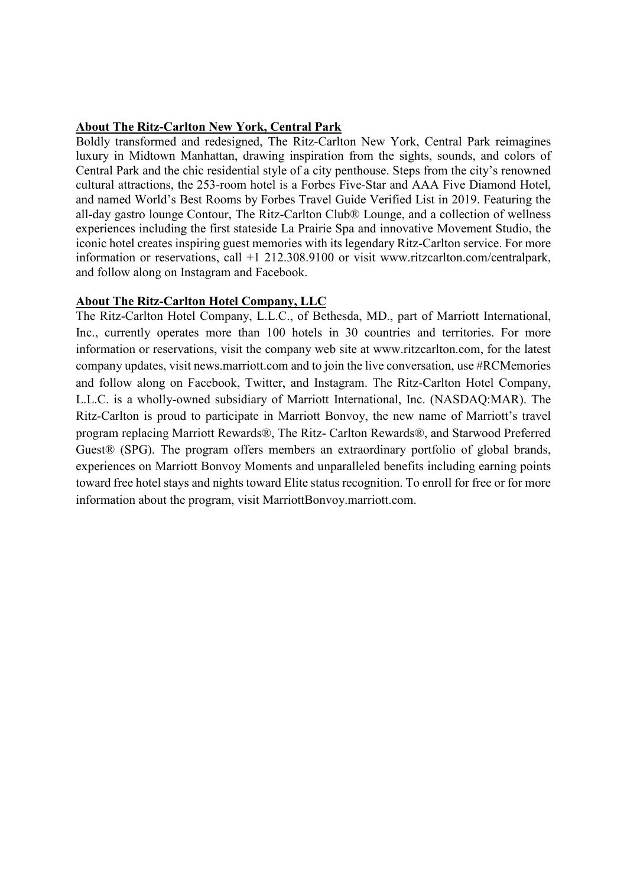**About The Ritz-Carlton New York, Central Park**

Boldly transformed and redesigned, The Ritz-Carlton New York, Central Park reimagines luxury in Midtown Manhattan, drawing inspiration from the sights, sounds, and colors of Central Park and the chic residential style of a city penthouse. Steps from the city's renowned cultural attractions, the 253-room hotel is a Forbes Five-Star and AAA Five Diamond Hotel, and named World's Best Rooms by Forbes Travel Guide Verified List in 2019. Featuring the all-day gastro lounge Contour, The Ritz-Carlton Club® Lounge, and a collection of wellness experiences including the first stateside La Prairie Spa and innovative Movement Studio, the iconic hotel creates inspiring guest memories with its legendary Ritz-Carlton service. For more information or reservations, call +1 212.308.9100 or visit www.ritzcarlton.com/centralpark, and follow along on Instagram and Facebook.

**About The Ritz-Carlton Hotel Company, LLC**

The Ritz-Carlton Hotel Company, L.L.C., of Bethesda, MD., part of Marriott International, Inc., currently operates more than 100 hotels in 30 countries and territories. For more information or reservations, visit the company web site at www.ritzcarlton.com, for the latest company updates, visit news.marriott.com and to join the live conversation, use #RCMemories and follow along on Facebook, Twitter, and Instagram. The Ritz-Carlton Hotel Company, L.L.C. is a wholly-owned subsidiary of Marriott International, Inc. (NASDAQ:MAR). The Ritz-Carlton is proud to participate in Marriott Bonvoy, the new name of Marriott's travel program replacing Marriott Rewards®, The Ritz- Carlton Rewards®, and Starwood Preferred Guest® (SPG). The program offers members an extraordinary portfolio of global brands, experiences on Marriott Bonvoy Moments and unparalleled benefits including earning points toward free hotel stays and nights toward Elite status recognition. To enroll for free or for more information about the program, visit MarriottBonvoy.marriott.com.